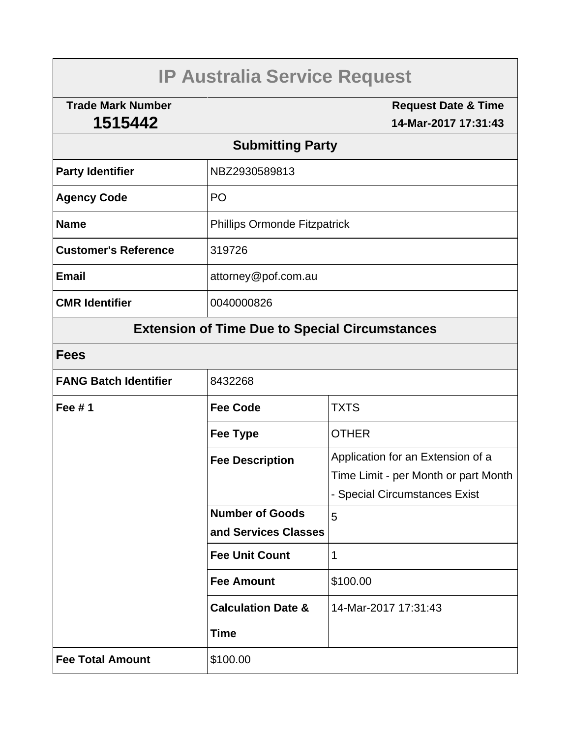# IP Australia Service Request

| Trade Mark Number | Request Date & Time |
|---|---|
| **1515442** | **14-Mar-2017 17:31:43** |

## Submitting Party

| | |
|---|---|
| **Party Identifier** | NBZ2930589813 |
| **Agency Code** | PO |
| **Name** | Phillips Ormonde Fitzpatrick |
| **Customer's Reference** | 319726 |
| **Email** | attorney@pof.com.au |
| **CMR Identifier** | 0040000826 |

## Extension of Time Due to Special Circumstances

### Fees

| | | |
|---|---|---|
| **FANG Batch Identifier** | 8432268 | |
| **Fee # 1** | **Fee Code** | TXTS |
| | **Fee Type** | OTHER |
| | **Fee Description** | Application for an Extension of a Time Limit - per Month or part Month - Special Circumstances Exist |
| | **Number of Goods and Services Classes** | 5 |
| | **Fee Unit Count** | 1 |
| | **Fee Amount** | $100.00 |
| | **Calculation Date & Time** | 14-Mar-2017 17:31:43 |
| **Fee Total Amount** | $100.00 | |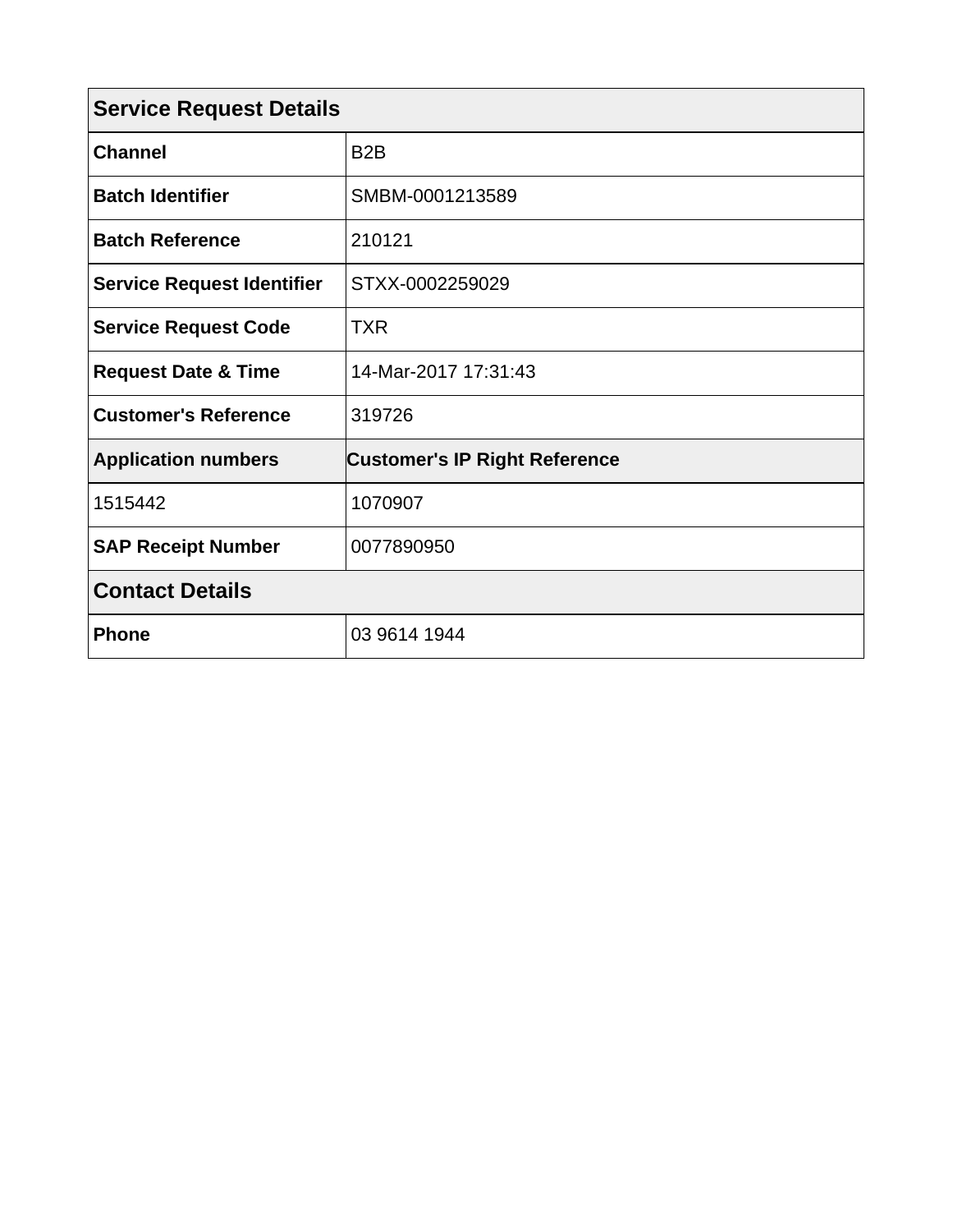| Service Request Details | |
|---|---|
| **Channel** | B2B |
| **Batch Identifier** | SMBM-0001213589 |
| **Batch Reference** | 210121 |
| **Service Request Identifier** | STXX-0002259029 |
| **Service Request Code** | TXR |
| **Request Date & Time** | 14-Mar-2017 17:31:43 |
| **Customer's Reference** | 319726 |
| **Application numbers** | **Customer's IP Right Reference** |
| 1515442 | 1070907 |
| **SAP Receipt Number** | 0077890950 |

| Contact Details | |
|---|---|
| **Phone** | 03 9614 1944 |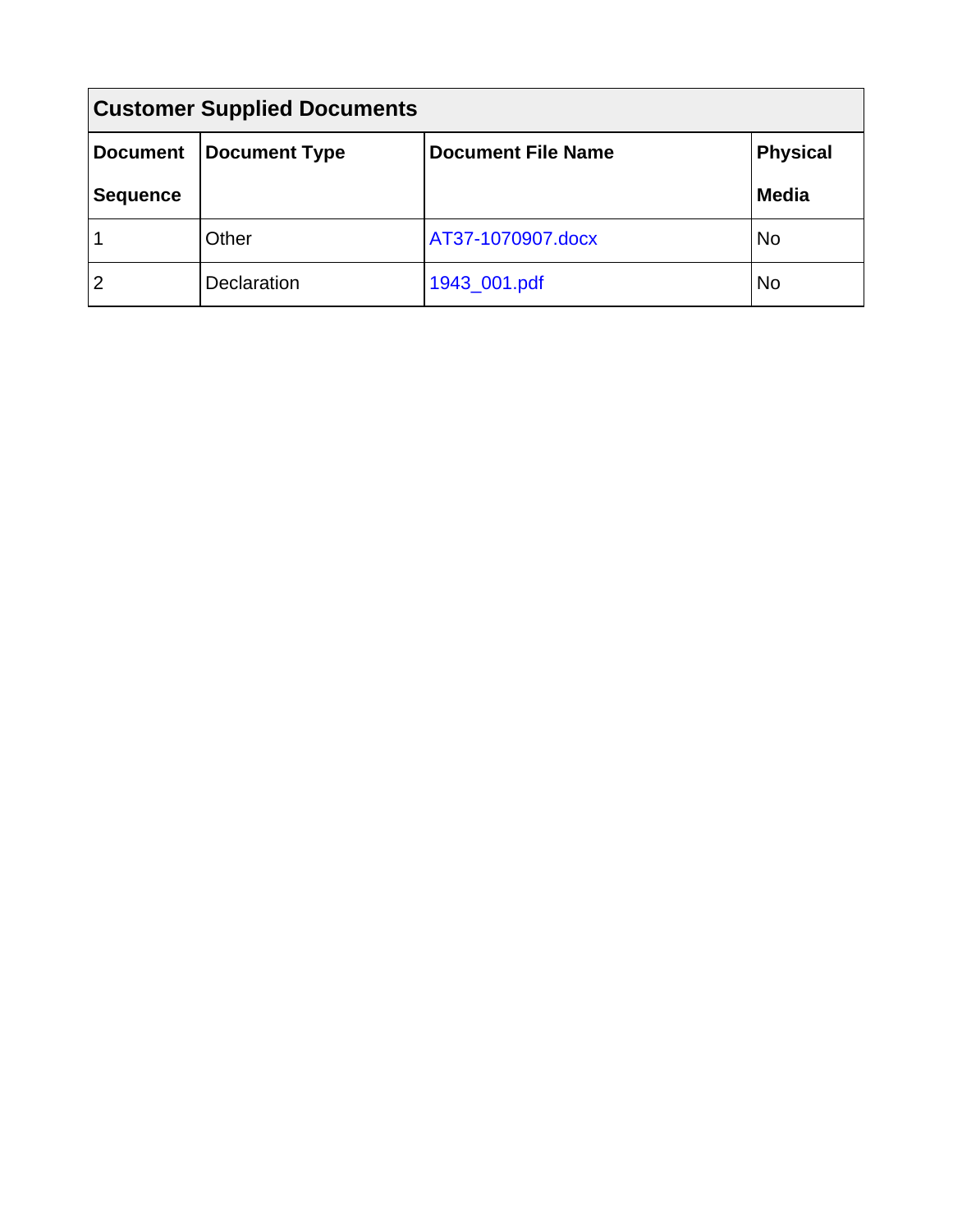| Customer Supplied Documents | | | |
| --- | --- | --- | --- |
| **Document Sequence** | **Document Type** | **Document File Name** | **Physical Media** |
| 1 | Other | AT37-1070907.docx | No |
| 2 | Declaration | 1943_001.pdf | No |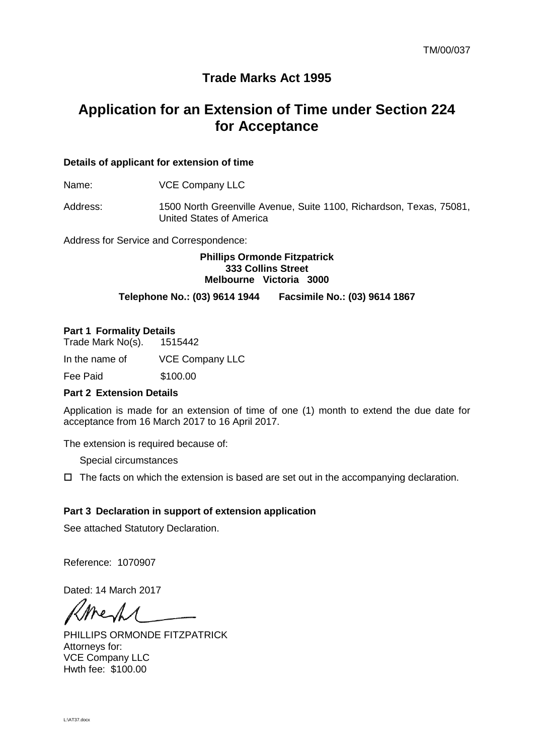TM/00/037

## Trade Marks Act 1995

# Application for an Extension of Time under Section 224 for Acceptance

**Details of applicant for extension of time**

Name: VCE Company LLC

Address: 1500 North Greenville Avenue, Suite 1100, Richardson, Texas, 75081, United States of America

Address for Service and Correspondence:

**Phillips Ormonde Fitzpatrick**
**333 Collins Street**
**Melbourne Victoria 3000**

**Telephone No.: (03) 9614 1944 Facsimile No.: (03) 9614 1867**

**Part 1 Formality Details**

Trade Mark No(s). 1515442

In the name of VCE Company LLC

Fee Paid $100.00

**Part 2 Extension Details**

Application is made for an extension of time of one (1) month to extend the due date for acceptance from 16 March 2017 to 16 April 2017.

The extension is required because of:

Special circumstances

☐ The facts on which the extension is based are set out in the accompanying declaration.

**Part 3 Declaration in support of extension application**

See attached Statutory Declaration.

Reference: 1070907

Dated: 14 March 2017

PHILLIPS ORMONDE FITZPATRICK
Attorneys for:
VCE Company LLC
Hwth fee: $100.00

L:\AT37.docx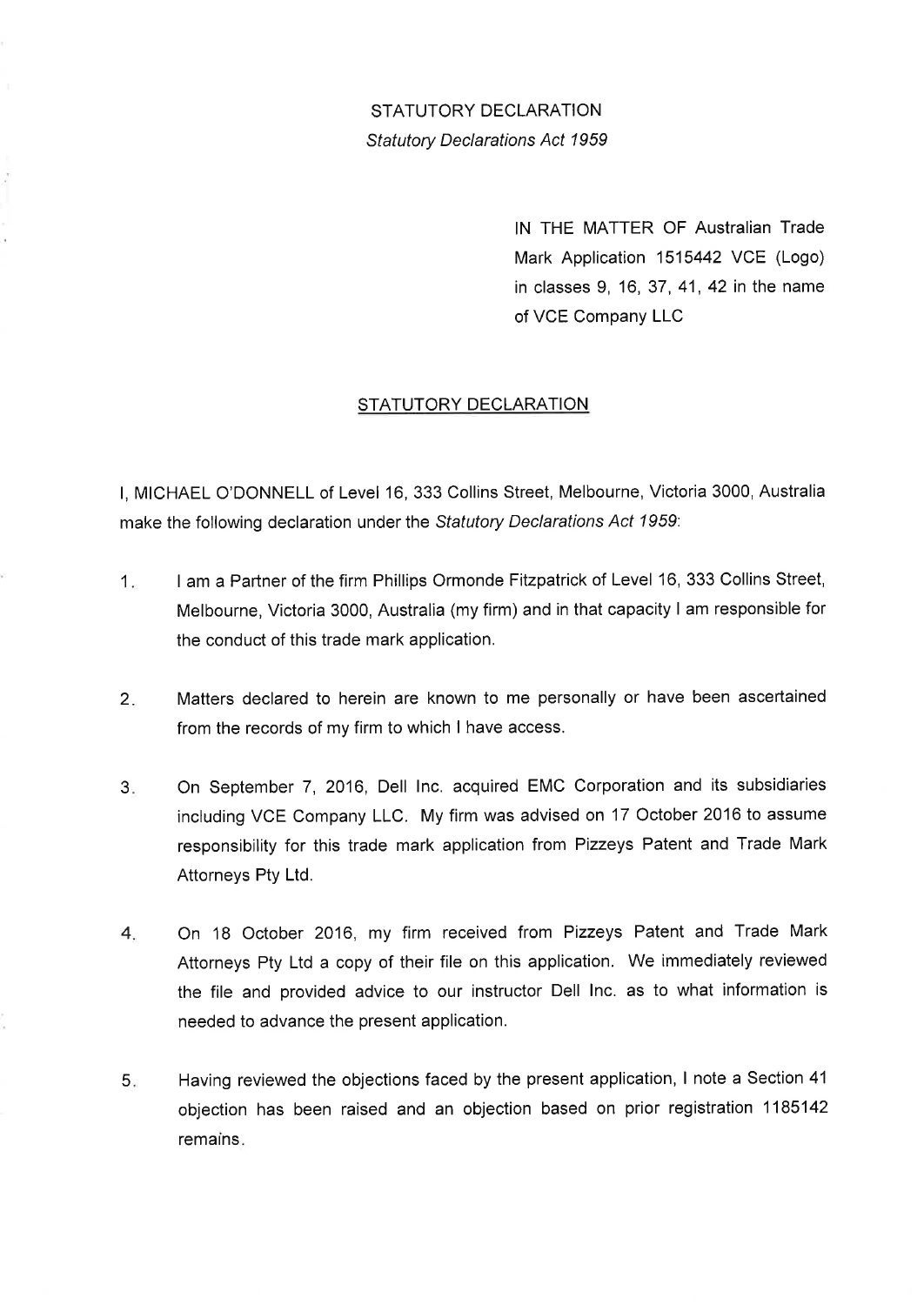STATUTORY DECLARATION

*Statutory Declarations Act 1959*

IN THE MATTER OF Australian Trade Mark Application 1515442 VCE (Logo) in classes 9, 16, 37, 41, 42 in the name of VCE Company LLC

## STATUTORY DECLARATION

I, MICHAEL O'DONNELL of Level 16, 333 Collins Street, Melbourne, Victoria 3000, Australia make the following declaration under the *Statutory Declarations Act 1959*:

1. I am a Partner of the firm Phillips Ormonde Fitzpatrick of Level 16, 333 Collins Street, Melbourne, Victoria 3000, Australia (my firm) and in that capacity I am responsible for the conduct of this trade mark application.

2. Matters declared to herein are known to me personally or have been ascertained from the records of my firm to which I have access.

3. On September 7, 2016, Dell Inc. acquired EMC Corporation and its subsidiaries including VCE Company LLC. My firm was advised on 17 October 2016 to assume responsibility for this trade mark application from Pizzeys Patent and Trade Mark Attorneys Pty Ltd.

4. On 18 October 2016, my firm received from Pizzeys Patent and Trade Mark Attorneys Pty Ltd a copy of their file on this application. We immediately reviewed the file and provided advice to our instructor Dell Inc. as to what information is needed to advance the present application.

5. Having reviewed the objections faced by the present application, I note a Section 41 objection has been raised and an objection based on prior registration 1185142 remains.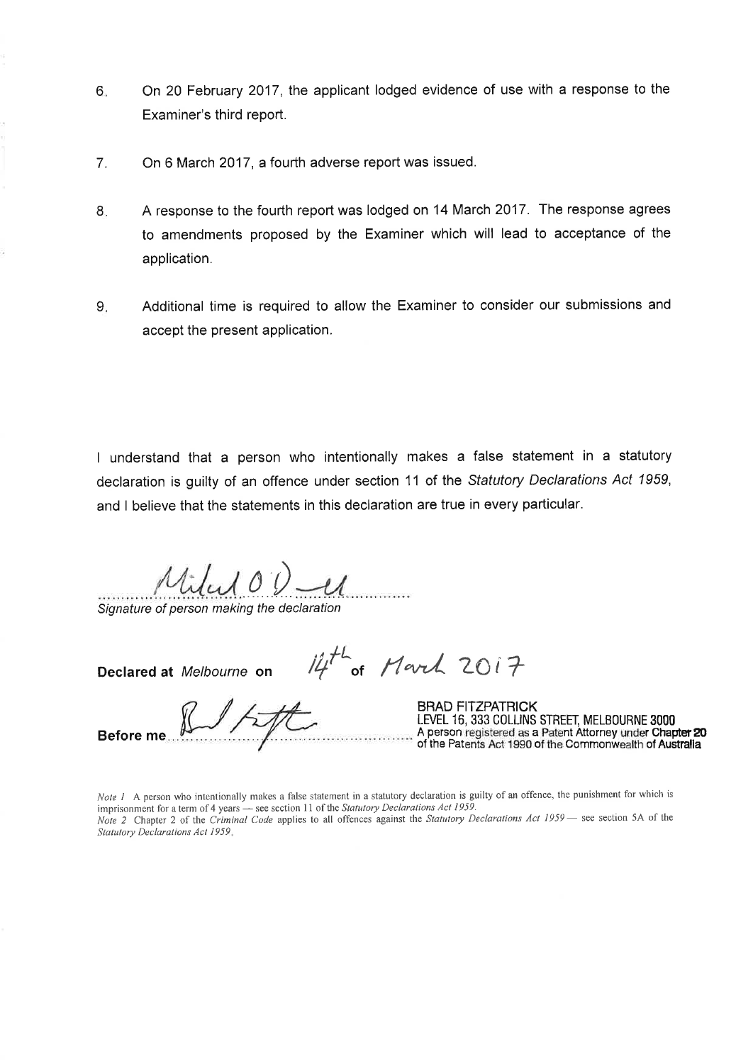6. On 20 February 2017, the applicant lodged evidence of use with a response to the Examiner's third report.

7. On 6 March 2017, a fourth adverse report was issued.

8. A response to the fourth report was lodged on 14 March 2017. The response agrees to amendments proposed by the Examiner which will lead to acceptance of the application.

9. Additional time is required to allow the Examiner to consider our submissions and accept the present application.

I understand that a person who intentionally makes a false statement in a statutory declaration is guilty of an offence under section 11 of the *Statutory Declarations Act 1959*, and I believe that the statements in this declaration are true in every particular.

Michael O'Dell
*Signature of person making the declaration*

**Declared at** *Melbourne* **on** 14th **of** March 2017

**Before me** ..........................................

BRAD FITZPATRICK
LEVEL 16, 333 COLLINS STREET, MELBOURNE 3000
A person registered as a Patent Attorney under **Chapter 20** of the Patents Act 1990 of the Commonwealth of **Australia**

*Note 1* A person who intentionally makes a false statement in a statutory declaration is guilty of an offence, the punishment for which is imprisonment for a term of 4 years — see section 11 of the *Statutory Declarations Act 1959*.
*Note 2* Chapter 2 of the *Criminal Code* applies to all offences against the *Statutory Declarations Act 1959* — see section 5A of the *Statutory Declarations Act 1959*.